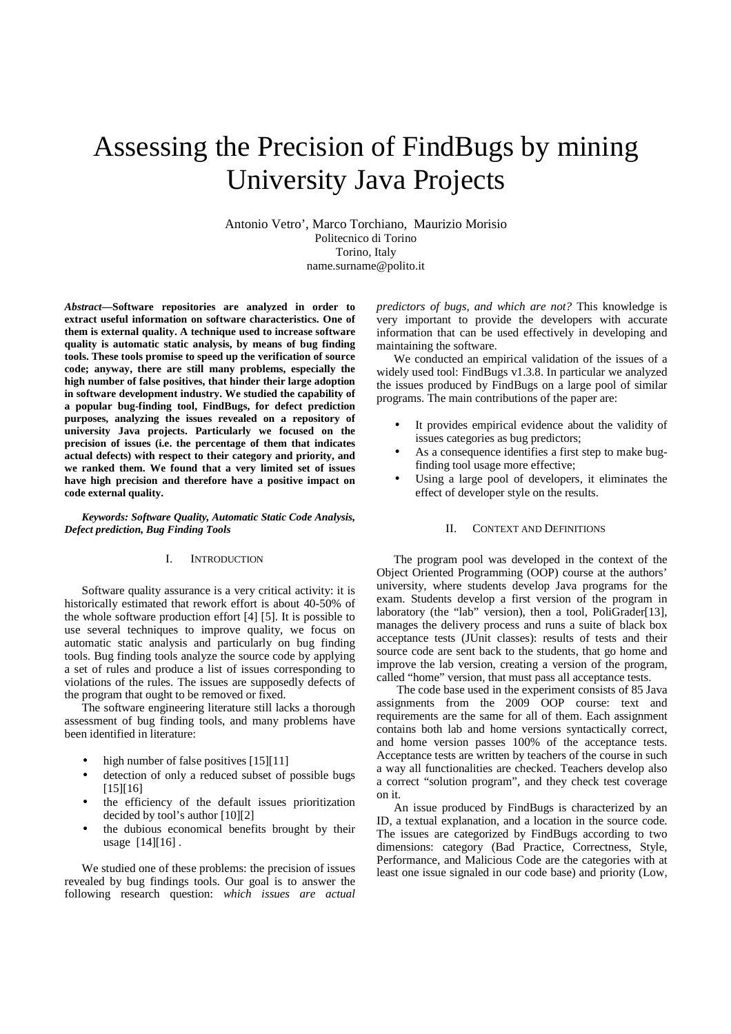# Assessing the Precision of FindBugs by mining University Java Projects

Antonio Vetro', Marco Torchiano, Maurizio Morisio
Politecnico di Torino
Torino, Italy
name.surname@polito.it

***Abstract*—Software repositories are analyzed in order to extract useful information on software characteristics. One of them is external quality. A technique used to increase software quality is automatic static analysis, by means of bug finding tools. These tools promise to speed up the verification of source code; anyway, there are still many problems, especially the high number of false positives, that hinder their large adoption in software development industry. We studied the capability of a popular bug-finding tool, FindBugs, for defect prediction purposes, analyzing the issues revealed on a repository of university Java projects. Particularly we focused on the precision of issues (i.e. the percentage of them that indicates actual defects) with respect to their category and priority, and we ranked them. We found that a very limited set of issues have high precision and therefore have a positive impact on code external quality.**

***Keywords: Software Quality, Automatic Static Code Analysis, Defect prediction, Bug Finding Tools***

## I. Introduction

Software quality assurance is a very critical activity: it is historically estimated that rework effort is about 40-50% of the whole software production effort [4] [5]. It is possible to use several techniques to improve quality, we focus on automatic static analysis and particularly on bug finding tools. Bug finding tools analyze the source code by applying a set of rules and produce a list of issues corresponding to violations of the rules. The issues are supposedly defects of the program that ought to be removed or fixed.

The software engineering literature still lacks a thorough assessment of bug finding tools, and many problems have been identified in literature:

- high number of false positives [15][11]
- detection of only a reduced subset of possible bugs [15][16]
- the efficiency of the default issues prioritization decided by tool's author [10][2]
- the dubious economical benefits brought by their usage [14][16] .

We studied one of these problems: the precision of issues revealed by bug findings tools. Our goal is to answer the following research question: *which issues are actual predictors of bugs, and which are not?* This knowledge is very important to provide the developers with accurate information that can be used effectively in developing and maintaining the software.

We conducted an empirical validation of the issues of a widely used tool: FindBugs v1.3.8. In particular we analyzed the issues produced by FindBugs on a large pool of similar programs. The main contributions of the paper are:

- It provides empirical evidence about the validity of issues categories as bug predictors;
- As a consequence identifies a first step to make bug-finding tool usage more effective;
- Using a large pool of developers, it eliminates the effect of developer style on the results.

## II. Context and Definitions

The program pool was developed in the context of the Object Oriented Programming (OOP) course at the authors' university, where students develop Java programs for the exam. Students develop a first version of the program in laboratory (the "lab" version), then a tool, PoliGrader[13], manages the delivery process and runs a suite of black box acceptance tests (JUnit classes): results of tests and their source code are sent back to the students, that go home and improve the lab version, creating a version of the program, called "home" version, that must pass all acceptance tests.

The code base used in the experiment consists of 85 Java assignments from the 2009 OOP course: text and requirements are the same for all of them. Each assignment contains both lab and home versions syntactically correct, and home version passes 100% of the acceptance tests. Acceptance tests are written by teachers of the course in such a way all functionalities are checked. Teachers develop also a correct "solution program", and they check test coverage on it.

An issue produced by FindBugs is characterized by an ID, a textual explanation, and a location in the source code. The issues are categorized by FindBugs according to two dimensions: category (Bad Practice, Correctness, Style, Performance, and Malicious Code are the categories with at least one issue signaled in our code base) and priority (Low,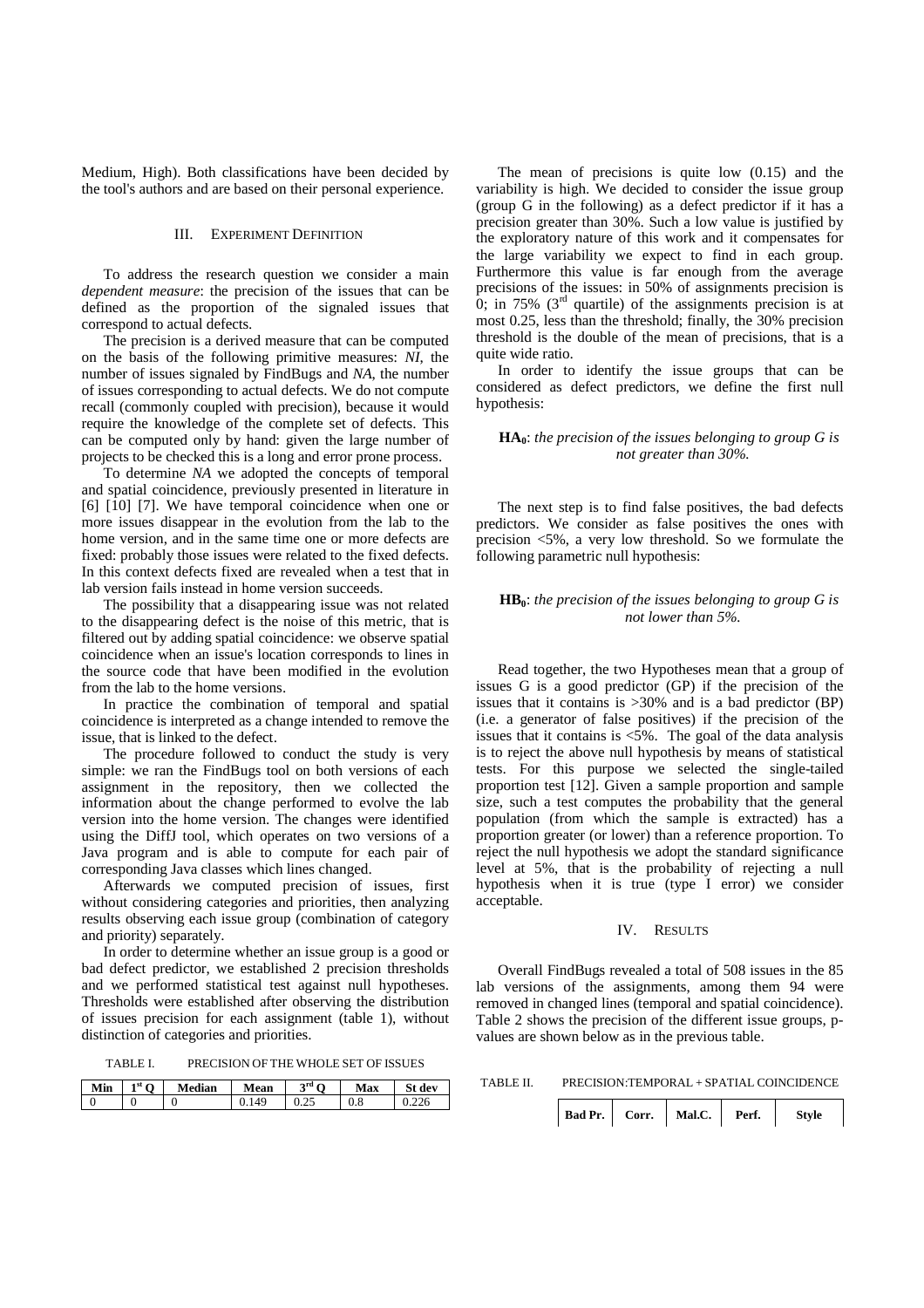Medium, High). Both classifications have been decided by the tool's authors and are based on their personal experience.

## III. Experiment Definition

To address the research question we consider a main *dependent measure*: the precision of the issues that can be defined as the proportion of the signaled issues that correspond to actual defects.

The precision is a derived measure that can be computed on the basis of the following primitive measures: *NI*, the number of issues signaled by FindBugs and *NA*, the number of issues corresponding to actual defects. We do not compute recall (commonly coupled with precision), because it would require the knowledge of the complete set of defects. This can be computed only by hand: given the large number of projects to be checked this is a long and error prone process.

To determine *NA* we adopted the concepts of temporal and spatial coincidence, previously presented in literature in [6] [10] [7]. We have temporal coincidence when one or more issues disappear in the evolution from the lab to the home version, and in the same time one or more defects are fixed: probably those issues were related to the fixed defects. In this context defects fixed are revealed when a test that in lab version fails instead in home version succeeds.

The possibility that a disappearing issue was not related to the disappearing defect is the noise of this metric, that is filtered out by adding spatial coincidence: we observe spatial coincidence when an issue's location corresponds to lines in the source code that have been modified in the evolution from the lab to the home versions.

In practice the combination of temporal and spatial coincidence is interpreted as a change intended to remove the issue, that is linked to the defect.

The procedure followed to conduct the study is very simple: we ran the FindBugs tool on both versions of each assignment in the repository, then we collected the information about the change performed to evolve the lab version into the home version. The changes were identified using the DiffJ tool, which operates on two versions of a Java program and is able to compute for each pair of corresponding Java classes which lines changed.

Afterwards we computed precision of issues, first without considering categories and priorities, then analyzing results observing each issue group (combination of category and priority) separately.

In order to determine whether an issue group is a good or bad defect predictor, we established 2 precision thresholds and we performed statistical test against null hypotheses. Thresholds were established after observing the distribution of issues precision for each assignment (table 1), without distinction of categories and priorities.

TABLE I. Precision of the whole set of issues

| Min | 1st Q | Median | Mean | 3rd Q | Max | St dev |
|---|---|---|---|---|---|---|
| 0 | 0 | 0 | 0.149 | 0.25 | 0.8 | 0.226 |

The mean of precisions is quite low (0.15) and the variability is high. We decided to consider the issue group (group G in the following) as a defect predictor if it has a precision greater than 30%. Such a low value is justified by the exploratory nature of this work and it compensates for the large variability we expect to find in each group. Furthermore this value is far enough from the average precisions of the issues: in 50% of assignments precision is 0; in 75% (3rd quartile) of the assignments precision is at most 0.25, less than the threshold; finally, the 30% precision threshold is the double of the mean of precisions, that is a quite wide ratio.

In order to identify the issue groups that can be considered as defect predictors, we define the first null hypothesis:

**$HA_0$**: *the precision of the issues belonging to group G is not greater than 30%.*

The next step is to find false positives, the bad defects predictors. We consider as false positives the ones with precision <5%, a very low threshold. So we formulate the following parametric null hypothesis:

**$HB_0$**: *the precision of the issues belonging to group G is not lower than 5%.*

Read together, the two Hypotheses mean that a group of issues G is a good predictor (GP) if the precision of the issues that it contains is >30% and is a bad predictor (BP) (i.e. a generator of false positives) if the precision of the issues that it contains is <5%. The goal of the data analysis is to reject the above null hypothesis by means of statistical tests. For this purpose we selected the single-tailed proportion test [12]. Given a sample proportion and sample size, such a test computes the probability that the general population (from which the sample is extracted) has a proportion greater (or lower) than a reference proportion. To reject the null hypothesis we adopt the standard significance level at 5%, that is the probability of rejecting a null hypothesis when it is true (type I error) we consider acceptable.

## IV. Results

Overall FindBugs revealed a total of 508 issues in the 85 lab versions of the assignments, among them 94 were removed in changed lines (temporal and spatial coincidence). Table 2 shows the precision of the different issue groups, p-values are shown below as in the previous table.

TABLE II. Precision: Temporal + Spatial Coincidence

| | Bad Pr. | Corr. | Mal.C. | Perf. | Style |
|---|---|---|---|---|---|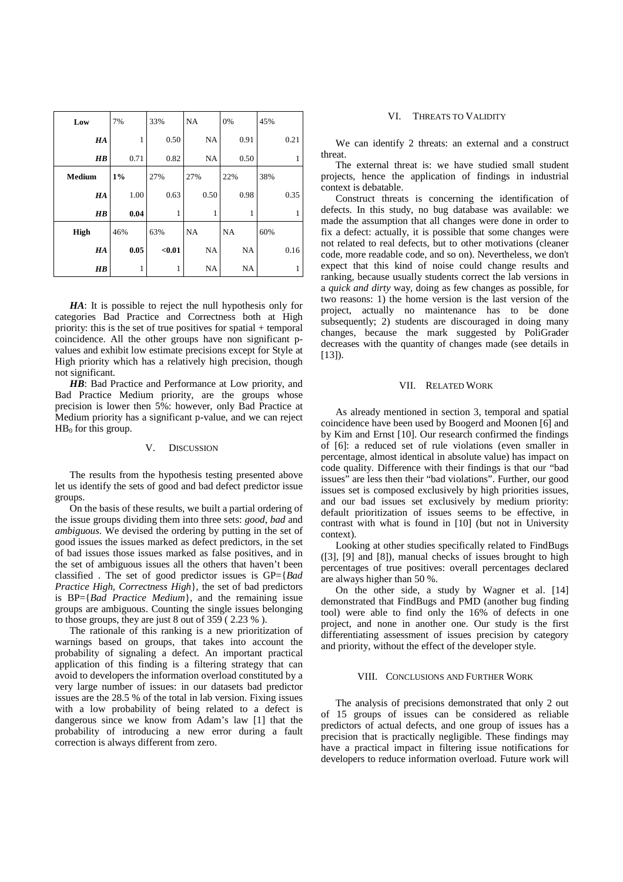| | | | | | |
|---|---|---|---|---|---|
| **Low** | 7% | 33% | NA | 0% | 45% |
| ***HA*** | 1 | 0.50 | NA | 0.91 | 0.21 |
| ***HB*** | 0.71 | 0.82 | NA | 0.50 | 1 |
| **Medium** | **1%** | 27% | 27% | 22% | 38% |
| ***HA*** | 1.00 | 0.63 | 0.50 | 0.98 | 0.35 |
| ***HB*** | **0.04** | 1 | 1 | 1 | 1 |
| **High** | 46% | 63% | NA | NA | 60% |
| ***HA*** | **0.05** | **<0.01** | NA | NA | 0.16 |
| ***HB*** | 1 | 1 | NA | NA | 1 |

***HA***: It is possible to reject the null hypothesis only for categories Bad Practice and Correctness both at High priority: this is the set of true positives for spatial + temporal coincidence. All the other groups have non significant p-values and exhibit low estimate precisions except for Style at High priority which has a relatively high precision, though not significant.

***HB***: Bad Practice and Performance at Low priority, and Bad Practice Medium priority, are the groups whose precision is lower then 5%: however, only Bad Practice at Medium priority has a significant p-value, and we can reject $HB_0$ for this group.

## V. DISCUSSION

The results from the hypothesis testing presented above let us identify the sets of good and bad defect predictor issue groups.

On the basis of these results, we built a partial ordering of the issue groups dividing them into three sets: *good*, *bad* and *ambiguous*. We devised the ordering by putting in the set of good issues the issues marked as defect predictors, in the set of bad issues those issues marked as false positives, and in the set of ambiguous issues all the others that haven't been classified . The set of good predictor issues is GP={*Bad Practice High, Correctness High*}, the set of bad predictors is BP={*Bad Practice Medium*}, and the remaining issue groups are ambiguous. Counting the single issues belonging to those groups, they are just 8 out of 359 ( 2.23 % ).

The rationale of this ranking is a new prioritization of warnings based on groups, that takes into account the probability of signaling a defect. An important practical application of this finding is a filtering strategy that can avoid to developers the information overload constituted by a very large number of issues: in our datasets bad predictor issues are the 28.5 % of the total in lab version. Fixing issues with a low probability of being related to a defect is dangerous since we know from Adam's law [1] that the probability of introducing a new error during a fault correction is always different from zero.

## VI. THREATS TO VALIDITY

We can identify 2 threats: an external and a construct threat.

The external threat is: we have studied small student projects, hence the application of findings in industrial context is debatable.

Construct threats is concerning the identification of defects. In this study, no bug database was available: we made the assumption that all changes were done in order to fix a defect: actually, it is possible that some changes were not related to real defects, but to other motivations (cleaner code, more readable code, and so on). Nevertheless, we don't expect that this kind of noise could change results and ranking, because usually students correct the lab versions in a *quick and dirty* way, doing as few changes as possible, for two reasons: 1) the home version is the last version of the project, actually no maintenance has to be done subsequently; 2) students are discouraged in doing many changes, because the mark suggested by PoliGrader decreases with the quantity of changes made (see details in [13]).

## VII. RELATED WORK

As already mentioned in section 3, temporal and spatial coincidence have been used by Boogerd and Moonen [6] and by Kim and Ernst [10]. Our research confirmed the findings of [6]: a reduced set of rule violations (even smaller in percentage, almost identical in absolute value) has impact on code quality. Difference with their findings is that our "bad issues" are less then their "bad violations". Further, our good issues set is composed exclusively by high priorities issues, and our bad issues set exclusively by medium priority: default prioritization of issues seems to be effective, in contrast with what is found in [10] (but not in University context).

Looking at other studies specifically related to FindBugs ([3], [9] and [8]), manual checks of issues brought to high percentages of true positives: overall percentages declared are always higher than 50 %.

On the other side, a study by Wagner et al. [14] demonstrated that FindBugs and PMD (another bug finding tool) were able to find only the 16% of defects in one project, and none in another one. Our study is the first differentiating assessment of issues precision by category and priority, without the effect of the developer style.

## VIII. CONCLUSIONS AND FURTHER WORK

The analysis of precisions demonstrated that only 2 out of 15 groups of issues can be considered as reliable predictors of actual defects, and one group of issues has a precision that is practically negligible. These findings may have a practical impact in filtering issue notifications for developers to reduce information overload. Future work will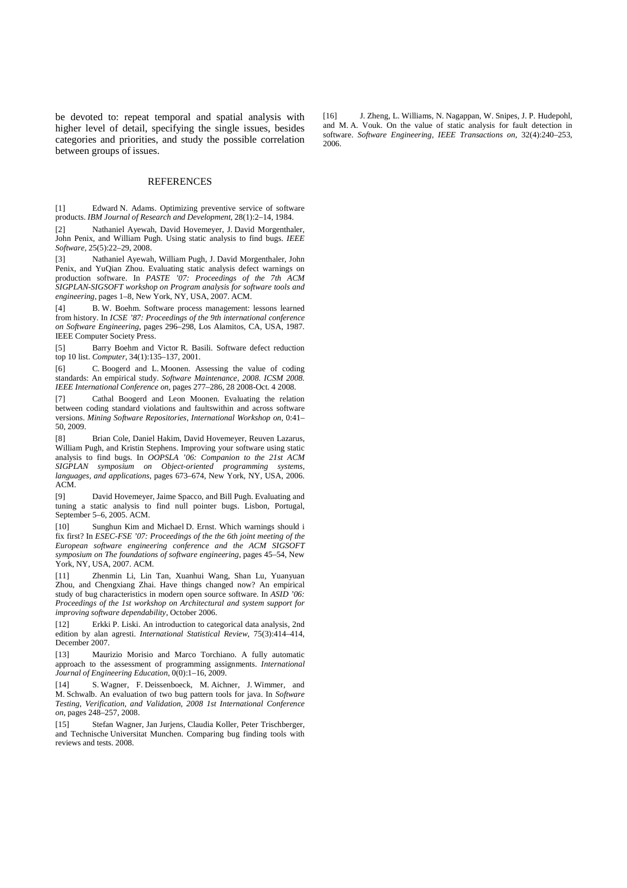be devoted to: repeat temporal and spatial analysis with higher level of detail, specifying the single issues, besides categories and priorities, and study the possible correlation between groups of issues.

## REFERENCES

[1] Edward N. Adams. Optimizing preventive service of software products. *IBM Journal of Research and Development*, 28(1):2–14, 1984.

[2] Nathaniel Ayewah, David Hovemeyer, J. David Morgenthaler, John Penix, and William Pugh. Using static analysis to find bugs. *IEEE Software*, 25(5):22–29, 2008.

[3] Nathaniel Ayewah, William Pugh, J. David Morgenthaler, John Penix, and YuQian Zhou. Evaluating static analysis defect warnings on production software. In *PASTE '07: Proceedings of the 7th ACM SIGPLAN-SIGSOFT workshop on Program analysis for software tools and engineering*, pages 1–8, New York, NY, USA, 2007. ACM.

[4] B. W. Boehm. Software process management: lessons learned from history. In *ICSE '87: Proceedings of the 9th international conference on Software Engineering*, pages 296–298, Los Alamitos, CA, USA, 1987. IEEE Computer Society Press.

[5] Barry Boehm and Victor R. Basili. Software defect reduction top 10 list. *Computer*, 34(1):135–137, 2001.

[6] C. Boogerd and L. Moonen. Assessing the value of coding standards: An empirical study. *Software Maintenance, 2008. ICSM 2008. IEEE International Conference on*, pages 277–286, 28 2008-Oct. 4 2008.

[7] Cathal Boogerd and Leon Moonen. Evaluating the relation between coding standard violations and faultswithin and across software versions. *Mining Software Repositories, International Workshop on*, 0:41–50, 2009.

[8] Brian Cole, Daniel Hakim, David Hovemeyer, Reuven Lazarus, William Pugh, and Kristin Stephens. Improving your software using static analysis to find bugs. In *OOPSLA '06: Companion to the 21st ACM SIGPLAN symposium on Object-oriented programming systems, languages, and applications*, pages 673–674, New York, NY, USA, 2006. ACM.

[9] David Hovemeyer, Jaime Spacco, and Bill Pugh. Evaluating and tuning a static analysis to find null pointer bugs. Lisbon, Portugal, September 5–6, 2005. ACM.

[10] Sunghun Kim and Michael D. Ernst. Which warnings should i fix first? In *ESEC-FSE '07: Proceedings of the the 6th joint meeting of the European software engineering conference and the ACM SIGSOFT symposium on The foundations of software engineering*, pages 45–54, New York, NY, USA, 2007. ACM.

[11] Zhenmin Li, Lin Tan, Xuanhui Wang, Shan Lu, Yuanyuan Zhou, and Chengxiang Zhai. Have things changed now? An empirical study of bug characteristics in modern open source software. In *ASID '06: Proceedings of the 1st workshop on Architectural and system support for improving software dependability*, October 2006.

[12] Erkki P. Liski. An introduction to categorical data analysis, 2nd edition by alan agresti. *International Statistical Review*, 75(3):414–414, December 2007.

[13] Maurizio Morisio and Marco Torchiano. A fully automatic approach to the assessment of programming assignments. *International Journal of Engineering Education*, 0(0):1–16, 2009.

[14] S. Wagner, F. Deissenboeck, M. Aichner, J. Wimmer, and M. Schwalb. An evaluation of two bug pattern tools for java. In *Software Testing, Verification, and Validation, 2008 1st International Conference on*, pages 248–257, 2008.

[15] Stefan Wagner, Jan Jurjens, Claudia Koller, Peter Trischberger, and Technische Universitat Munchen. Comparing bug finding tools with reviews and tests. 2008.

[16] J. Zheng, L. Williams, N. Nagappan, W. Snipes, J. P. Hudepohl, and M. A. Vouk. On the value of static analysis for fault detection in software. *Software Engineering, IEEE Transactions on*, 32(4):240–253, 2006.